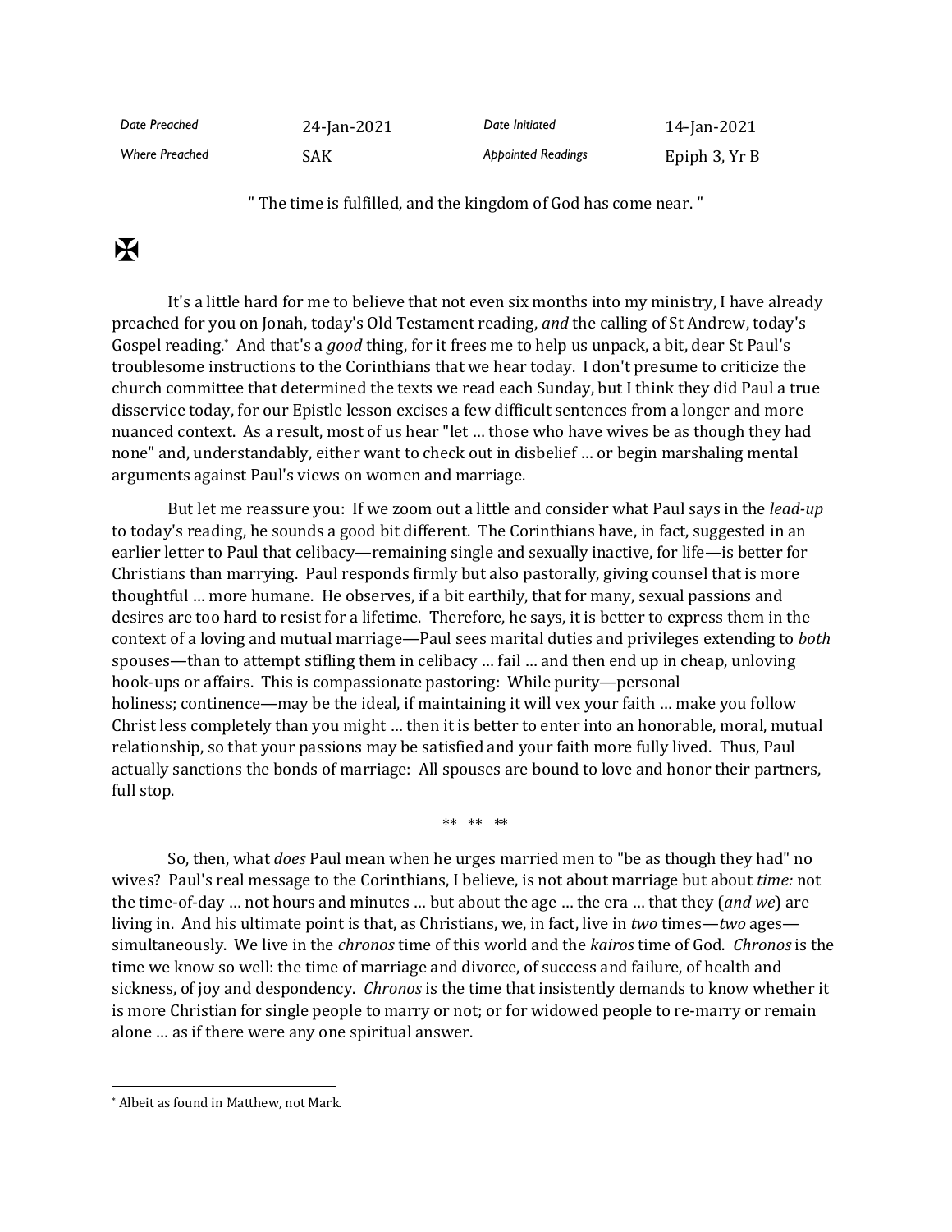| Date Preached | 24-Jan-2021 | Date Initiated | 14-Jan-2021 |
|---|---|---|---|
| Where Preached | SAK | Appointed Readings | Epiph 3, Yr B |

" The time is fulfilled, and the kingdom of God has come near. "

✠

It's a little hard for me to believe that not even six months into my ministry, I have already preached for you on Jonah, today's Old Testament reading, *and* the calling of St Andrew, today's Gospel reading.[*] And that's a *good* thing, for it frees me to help us unpack, a bit, dear St Paul's troublesome instructions to the Corinthians that we hear today. I don't presume to criticize the church committee that determined the texts we read each Sunday, but I think they did Paul a true disservice today, for our Epistle lesson excises a few difficult sentences from a longer and more nuanced context. As a result, most of us hear "let … those who have wives be as though they had none" and, understandably, either want to check out in disbelief … or begin marshaling mental arguments against Paul's views on women and marriage.

But let me reassure you: If we zoom out a little and consider what Paul says in the *lead-up* to today's reading, he sounds a good bit different. The Corinthians have, in fact, suggested in an earlier letter to Paul that celibacy—remaining single and sexually inactive, for life—is better for Christians than marrying. Paul responds firmly but also pastorally, giving counsel that is more thoughtful … more humane. He observes, if a bit earthily, that for many, sexual passions and desires are too hard to resist for a lifetime. Therefore, he says, it is better to express them in the context of a loving and mutual marriage—Paul sees marital duties and privileges extending to *both* spouses—than to attempt stifling them in celibacy … fail … and then end up in cheap, unloving hook-ups or affairs. This is compassionate pastoring: While purity—personal holiness; continence—may be the ideal, if maintaining it will vex your faith … make you follow Christ less completely than you might … then it is better to enter into an honorable, moral, mutual relationship, so that your passions may be satisfied and your faith more fully lived. Thus, Paul actually sanctions the bonds of marriage: All spouses are bound to love and honor their partners, full stop.

** ** **

So, then, what *does* Paul mean when he urges married men to "be as though they had" no wives? Paul's real message to the Corinthians, I believe, is not about marriage but about *time:* not the time-of-day … not hours and minutes … but about the age … the era … that they (*and we*) are living in. And his ultimate point is that, as Christians, we, in fact, live in *two* times—*two* ages—simultaneously. We live in the *chronos* time of this world and the *kairos* time of God. *Chronos* is the time we know so well: the time of marriage and divorce, of success and failure, of health and sickness, of joy and despondency. *Chronos* is the time that insistently demands to know whether it is more Christian for single people to marry or not; or for widowed people to re-marry or remain alone … as if there were any one spiritual answer.

---

[*] Albeit as found in Matthew, not Mark.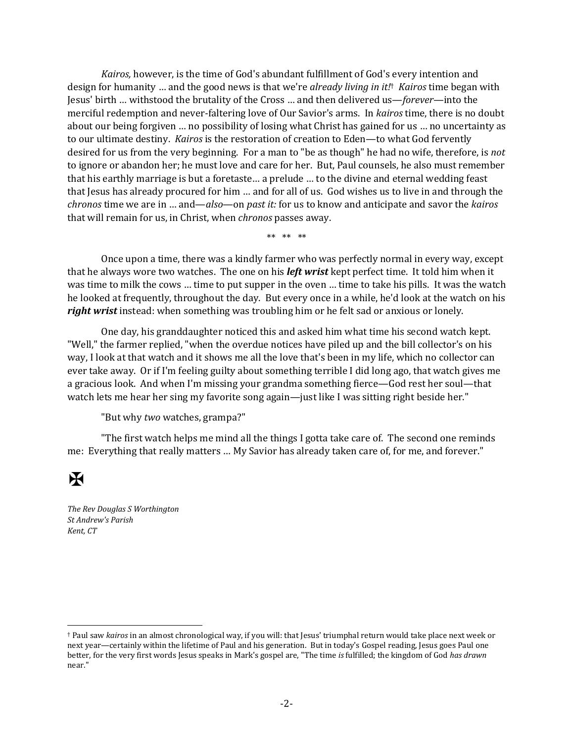*Kairos,* however, is the time of God's abundant fulfillment of God's every intention and design for humanity … and the good news is that we're *already living in it!*† *Kairos* time began with Jesus' birth … withstood the brutality of the Cross … and then delivered us—*forever*—into the merciful redemption and never-faltering love of Our Savior's arms. In *kairos* time, there is no doubt about our being forgiven … no possibility of losing what Christ has gained for us … no uncertainty as to our ultimate destiny. *Kairos* is the restoration of creation to Eden—to what God fervently desired for us from the very beginning. For a man to "be as though" he had no wife, therefore, is *not* to ignore or abandon her; he must love and care for her. But, Paul counsels, he also must remember that his earthly marriage is but a foretaste… a prelude … to the divine and eternal wedding feast that Jesus has already procured for him … and for all of us. God wishes us to live in and through the *chronos* time we are in … and—*also*—on *past it:* for us to know and anticipate and savor the *kairos* that will remain for us, in Christ, when *chronos* passes away.

** ** **

Once upon a time, there was a kindly farmer who was perfectly normal in every way, except that he always wore two watches. The one on his ***left wrist*** kept perfect time. It told him when it was time to milk the cows … time to put supper in the oven … time to take his pills. It was the watch he looked at frequently, throughout the day. But every once in a while, he'd look at the watch on his ***right wrist*** instead: when something was troubling him or he felt sad or anxious or lonely.

One day, his granddaughter noticed this and asked him what time his second watch kept. "Well," the farmer replied, "when the overdue notices have piled up and the bill collector's on his way, I look at that watch and it shows me all the love that's been in my life, which no collector can ever take away. Or if I'm feeling guilty about something terrible I did long ago, that watch gives me a gracious look. And when I'm missing your grandma something fierce—God rest her soul—that watch lets me hear her sing my favorite song again—just like I was sitting right beside her."

"But why *two* watches, grampa?"

"The first watch helps me mind all the things I gotta take care of. The second one reminds me: Everything that really matters … My Savior has already taken care of, for me, and forever."

✠

*The Rev Douglas S Worthington*
*St Andrew's Parish*
*Kent, CT*

---

† Paul saw *kairos* in an almost chronological way, if you will: that Jesus' triumphal return would take place next week or next year—certainly within the lifetime of Paul and his generation. But in today's Gospel reading, Jesus goes Paul one better, for the very first words Jesus speaks in Mark's gospel are, "The time *is* fulfilled; the kingdom of God *has drawn* near."